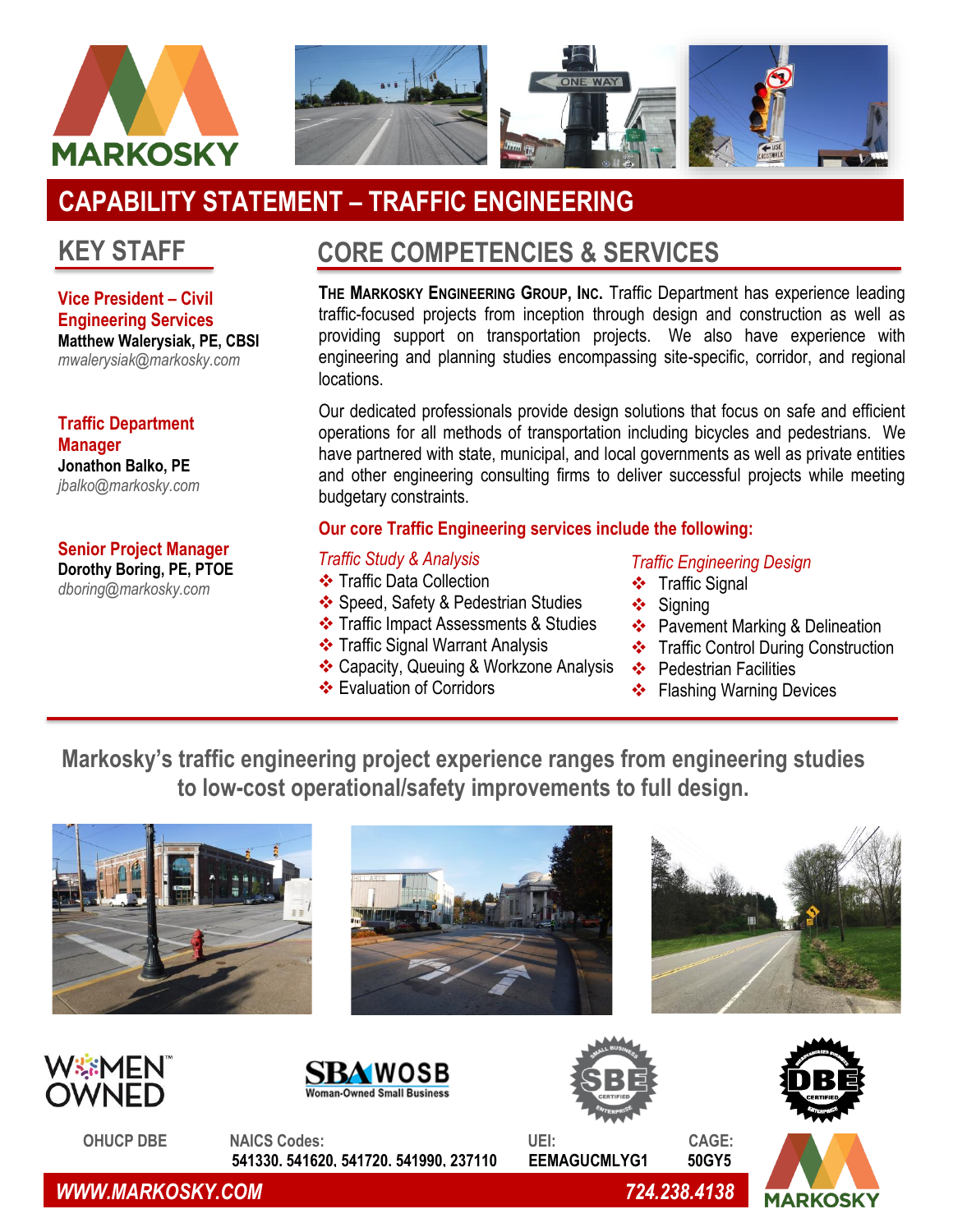# CAPABILITY STATEMENT – TRAFFIC ENGINEERING

## KEY STAFF

**Vice President – Civil Engineering Services**
**Matthew Walerysiak, PE, CBSI**
*mwalerysiak@markosky.com*

**Traffic Department Manager**
**Jonathon Balko, PE**
*jbalko@markosky.com*

**Senior Project Manager**
**Dorothy Boring, PE, PTOE**
*dboring@markosky.com*

## CORE COMPETENCIES & SERVICES

**The Markosky Engineering Group, Inc.** Traffic Department has experience leading traffic-focused projects from inception through design and construction as well as providing support on transportation projects. We also have experience with engineering and planning studies encompassing site-specific, corridor, and regional locations.

Our dedicated professionals provide design solutions that focus on safe and efficient operations for all methods of transportation including bicycles and pedestrians. We have partnered with state, municipal, and local governments as well as private entities and other engineering consulting firms to deliver successful projects while meeting budgetary constraints.

**Our core Traffic Engineering services include the following:**

*Traffic Study & Analysis*

- Traffic Data Collection
- Speed, Safety & Pedestrian Studies
- Traffic Impact Assessments & Studies
- Traffic Signal Warrant Analysis
- Capacity, Queuing & Workzone Analysis
- Evaluation of Corridors

*Traffic Engineering Design*

- Traffic Signal
- Signing
- Pavement Marking & Delineation
- Traffic Control During Construction
- Pedestrian Facilities
- Flashing Warning Devices

**Markosky's traffic engineering project experience ranges from engineering studies to low-cost operational/safety improvements to full design.**

WOMEN OWNED

SBA WOSB Woman-Owned Small Business

OHUCP DBE

**NAICS Codes:** 541330, 541620, 541720, 541990, 237110

**UEI:** EEMAGUCMLYG1

**CAGE:** 50GY5

*WWW.MARKOSKY.COM*

*724.238.4138*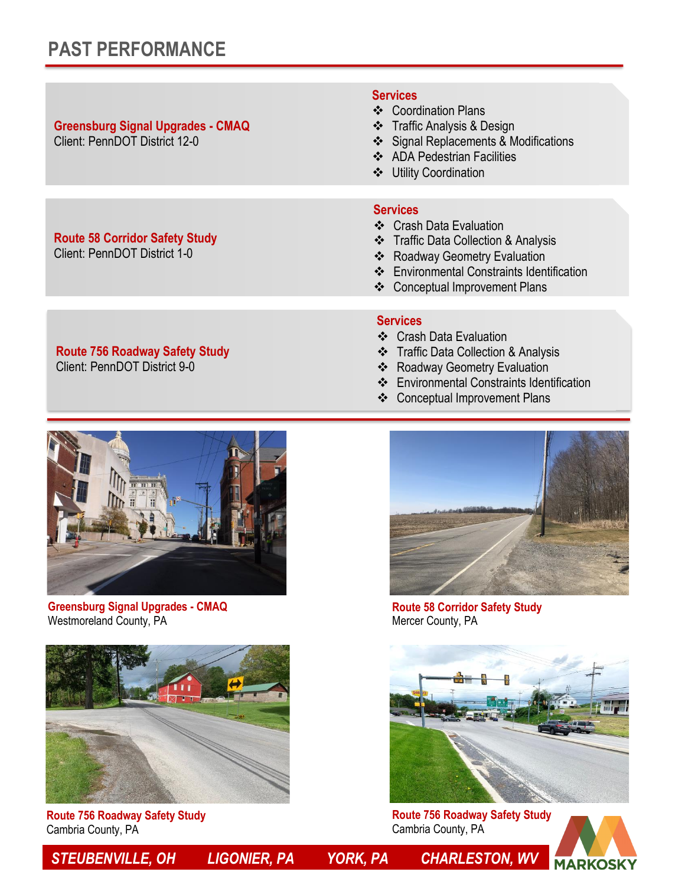# PAST PERFORMANCE

**Greensburg Signal Upgrades - CMAQ**
Client: PennDOT District 12-0

**Services**
- Coordination Plans
- Traffic Analysis & Design
- Signal Replacements & Modifications
- ADA Pedestrian Facilities
- Utility Coordination

**Route 58 Corridor Safety Study**
Client: PennDOT District 1-0

**Services**
- Crash Data Evaluation
- Traffic Data Collection & Analysis
- Roadway Geometry Evaluation
- Environmental Constraints Identification
- Conceptual Improvement Plans

**Route 756 Roadway Safety Study**
Client: PennDOT District 9-0

**Services**
- Crash Data Evaluation
- Traffic Data Collection & Analysis
- Roadway Geometry Evaluation
- Environmental Constraints Identification
- Conceptual Improvement Plans

**Greensburg Signal Upgrades - CMAQ**
Westmoreland County, PA

**Route 58 Corridor Safety Study**
Mercer County, PA

**Route 756 Roadway Safety Study**
Cambria County, PA

**Route 756 Roadway Safety Study**
Cambria County, PA

*STEUBENVILLE, OH LIGONIER, PA YORK, PA CHARLESTON, WV*

MARKOSKY